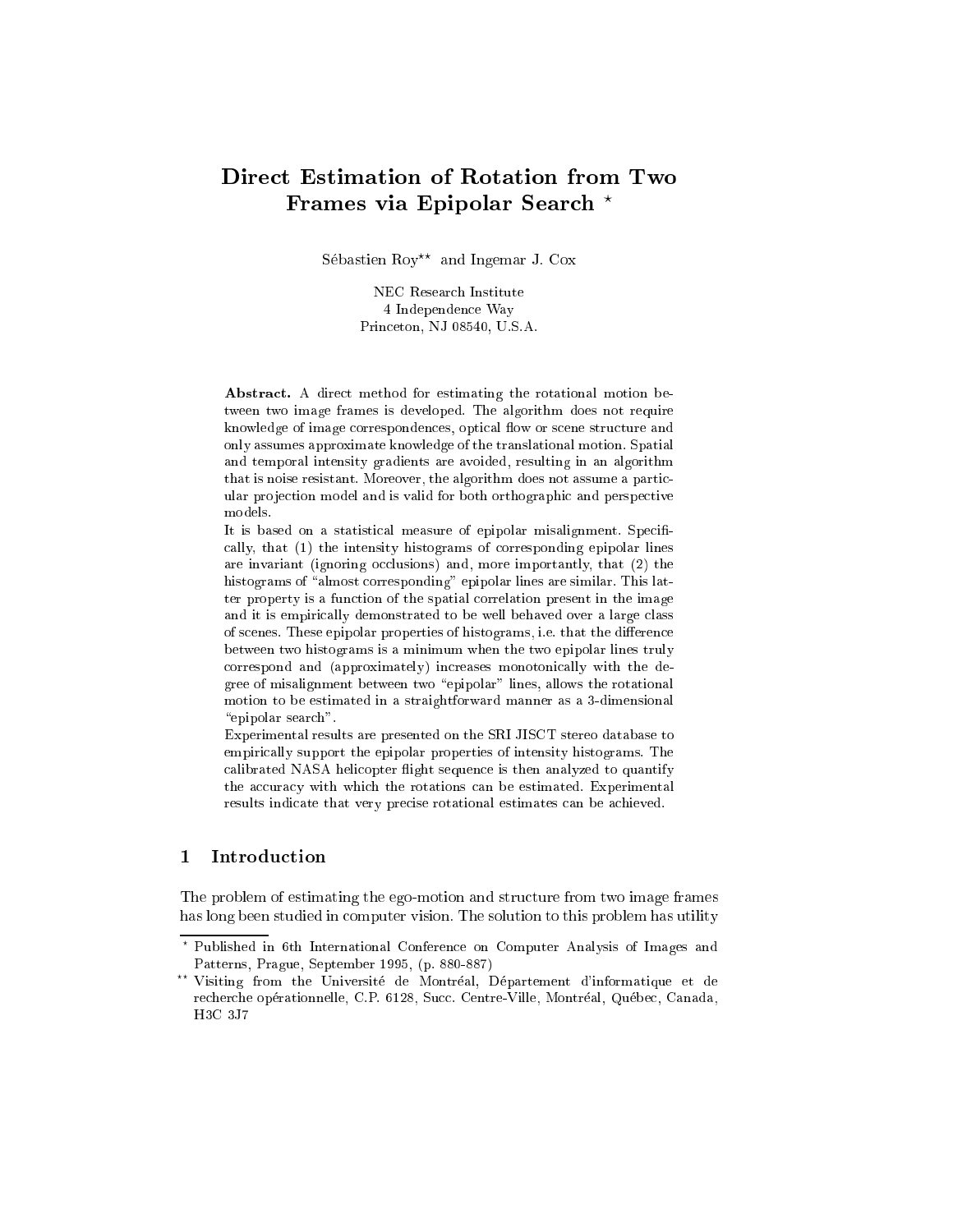# Direct Estimation of Rotation from Two Frames via Epipolar Search [*]

Sébastien Roy[**] and Ingemar J. Cox

NEC Research Institute
4 Independence Way
Princeton, NJ 08540, U.S.A.

**Abstract.** A direct method for estimating the rotational motion between two image frames is developed. The algorithm does not require knowledge of image correspondences, optical flow or scene structure and only assumes approximate knowledge of the translational motion. Spatial and temporal intensity gradients are avoided, resulting in an algorithm that is noise resistant. Moreover, the algorithm does not assume a particular projection model and is valid for both orthographic and perspective models.

It is based on a statistical measure of epipolar misalignment. Specifically, that (1) the intensity histograms of corresponding epipolar lines are invariant (ignoring occlusions) and, more importantly, that (2) the histograms of "almost corresponding" epipolar lines are similar. This latter property is a function of the spatial correlation present in the image and it is empirically demonstrated to be well behaved over a large class of scenes. These epipolar properties of histograms, i.e. that the difference between two histograms is a minimum when the two epipolar lines truly correspond and (approximately) increases monotonically with the degree of misalignment between two "epipolar" lines, allows the rotational motion to be estimated in a straightforward manner as a 3-dimensional "epipolar search".

Experimental results are presented on the SRI JISCT stereo database to empirically support the epipolar properties of intensity histograms. The calibrated NASA helicopter flight sequence is then analyzed to quantify the accuracy with which the rotations can be estimated. Experimental results indicate that very precise rotational estimates can be achieved.

## 1 Introduction

The problem of estimating the ego-motion and structure from two image frames has long been studied in computer vision. The solution to this problem has utility

---

[*] Published in 6th International Conference on Computer Analysis of Images and Patterns, Prague, September 1995, (p. 880-887)

[**] Visiting from the Université de Montréal, Département d'informatique et de recherche opérationnelle, C.P. 6128, Succ. Centre-Ville, Montréal, Québec, Canada, H3C 3J7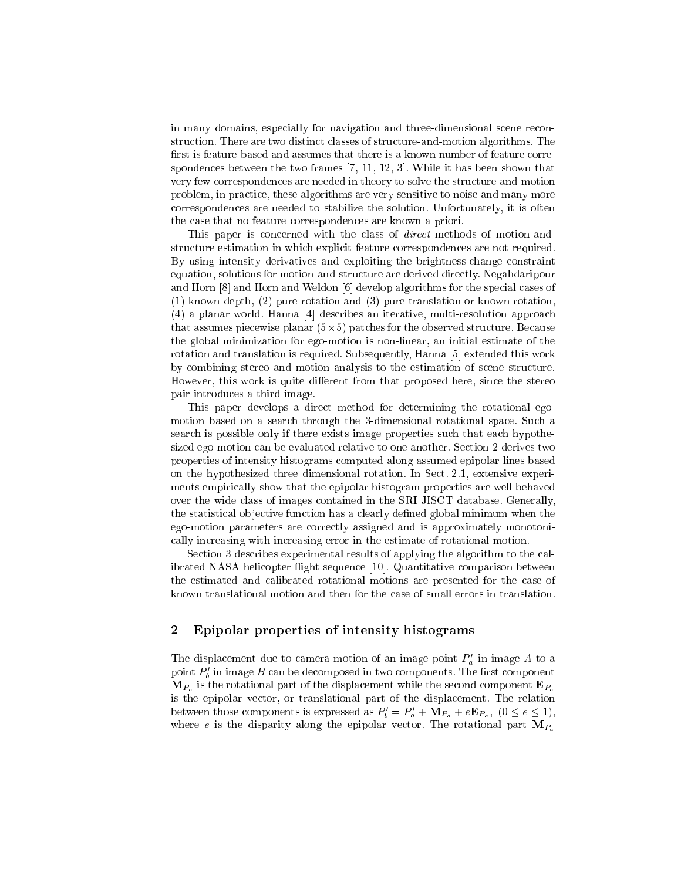in many domains, especially for navigation and three-dimensional scene reconstruction. There are two distinct classes of structure-and-motion algorithms. The first is feature-based and assumes that there is a known number of feature correspondences between the two frames [7, 11, 12, 3]. While it has been shown that very few correspondences are needed in theory to solve the structure-and-motion problem, in practice, these algorithms are very sensitive to noise and many more correspondences are needed to stabilize the solution. Unfortunately, it is often the case that no feature correspondences are known a priori.

This paper is concerned with the class of *direct* methods of motion-and-structure estimation in which explicit feature correspondences are not required. By using intensity derivatives and exploiting the brightness-change constraint equation, solutions for motion-and-structure are derived directly. Negahdaripour and Horn [8] and Horn and Weldon [6] develop algorithms for the special cases of (1) known depth, (2) pure rotation and (3) pure translation or known rotation, (4) a planar world. Hanna [4] describes an iterative, multi-resolution approach that assumes piecewise planar ($5 \times 5$) patches for the observed structure. Because the global minimization for ego-motion is non-linear, an initial estimate of the rotation and translation is required. Subsequently, Hanna [5] extended this work by combining stereo and motion analysis to the estimation of scene structure. However, this work is quite different from that proposed here, since the stereo pair introduces a third image.

This paper develops a direct method for determining the rotational ego-motion based on a search through the 3-dimensional rotational space. Such a search is possible only if there exists image properties such that each hypothesized ego-motion can be evaluated relative to one another. Section 2 derives two properties of intensity histograms computed along assumed epipolar lines based on the hypothesized three dimensional rotation. In Sect. 2.1, extensive experiments empirically show that the epipolar histogram properties are well behaved over the wide class of images contained in the SRI JISCT database. Generally, the statistical objective function has a clearly defined global minimum when the ego-motion parameters are correctly assigned and is approximately monotonically increasing with increasing error in the estimate of rotational motion.

Section 3 describes experimental results of applying the algorithm to the calibrated NASA helicopter flight sequence [10]. Quantitative comparison between the estimated and calibrated rotational motions are presented for the case of known translational motion and then for the case of small errors in translation.

## 2 Epipolar properties of intensity histograms

The displacement due to camera motion of an image point $P'_a$ in image $A$ to a point $P'_b$ in image $B$ can be decomposed in two components. The first component $\mathbf{M}_{P_a}$ is the rotational part of the displacement while the second component $\mathbf{E}_{P_a}$ is the epipolar vector, or translational part of the displacement. The relation between those components is expressed as $P'_b = P'_a + \mathbf{M}_{P_a} + e\mathbf{E}_{P_a}$, $(0 \leq e \leq 1)$, where $e$ is the disparity along the epipolar vector. The rotational part $\mathbf{M}_{P_a}$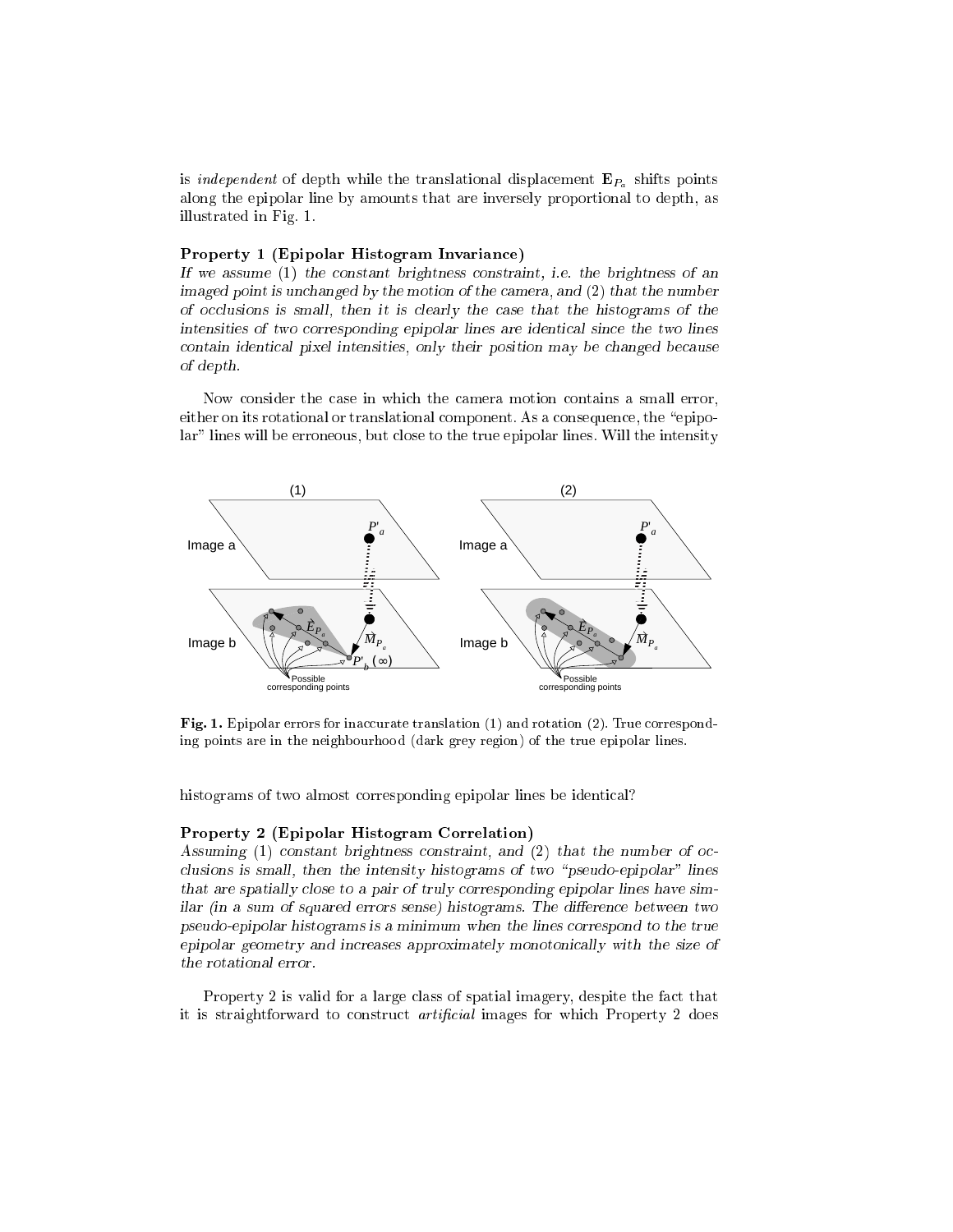is *independent* of depth while the translational displacement $\mathbf{E}_{P_a}$ shifts points along the epipolar line by amounts that are inversely proportional to depth, as illustrated in Fig. 1.

**Property 1 (Epipolar Histogram Invariance)**
*If we assume (1) the constant brightness constraint, i.e. the brightness of an imaged point is unchanged by the motion of the camera, and (2) that the number of occlusions is small, then it is clearly the case that the histograms of the intensities of two corresponding epipolar lines are identical since the two lines contain identical pixel intensities, only their position may be changed because of depth.*

Now consider the case in which the camera motion contains a small error, either on its rotational or translational component. As a consequence, the "epipolar" lines will be erroneous, but close to the true epipolar lines. Will the intensity histograms of two almost corresponding epipolar lines be identical?

**Fig. 1.** Epipolar errors for inaccurate translation (1) and rotation (2). True corresponding points are in the neighbourhood (dark grey region) of the true epipolar lines.

**Property 2 (Epipolar Histogram Correlation)**
*Assuming (1) constant brightness constraint, and (2) that the number of occlusions is small, then the intensity histograms of two "pseudo-epipolar" lines that are spatially close to a pair of truly corresponding epipolar lines have similar (in a sum of squared errors sense) histograms. The difference between two pseudo-epipolar histograms is a minimum when the lines correspond to the true epipolar geometry and increases approximately monotonically with the size of the rotational error.*

Property 2 is valid for a large class of spatial imagery, despite the fact that it is straightforward to construct *artificial* images for which Property 2 does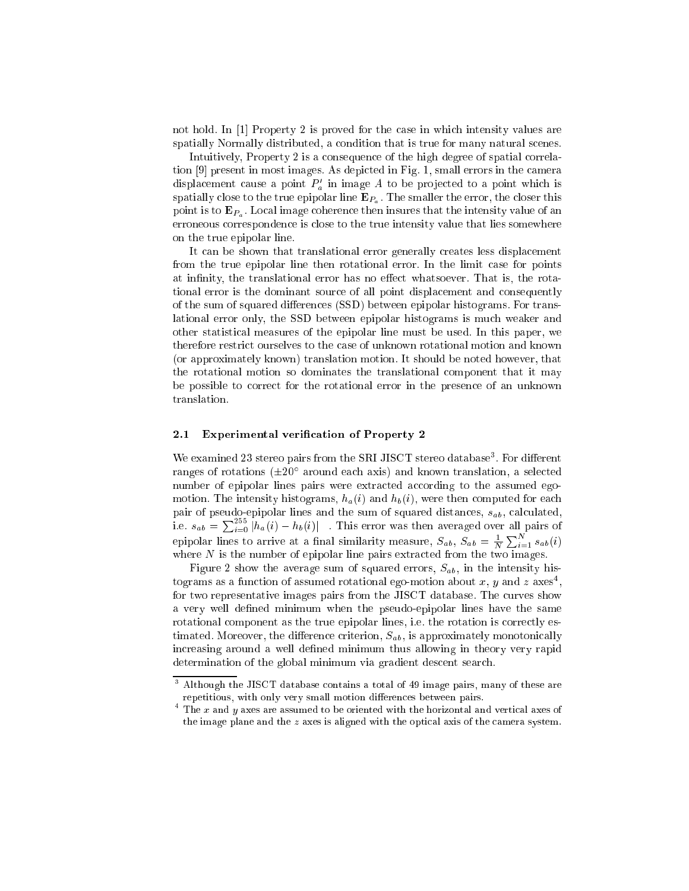not hold. In [1] Property 2 is proved for the case in which intensity values are spatially Normally distributed, a condition that is true for many natural scenes.

Intuitively, Property 2 is a consequence of the high degree of spatial correlation [9] present in most images. As depicted in Fig. 1, small errors in the camera displacement cause a point $P_a'$ in image $A$ to be projected to a point which is spatially close to the true epipolar line $\mathbf{E}_{P_a}$. The smaller the error, the closer this point is to $\mathbf{E}_{P_a}$. Local image coherence then insures that the intensity value of an erroneous correspondence is close to the true intensity value that lies somewhere on the true epipolar line.

It can be shown that translational error generally creates less displacement from the true epipolar line then rotational error. In the limit case for points at infinity, the translational error has no effect whatsoever. That is, the rotational error is the dominant source of all point displacement and consequently of the sum of squared differences (SSD) between epipolar histograms. For translational error only, the SSD between epipolar histograms is much weaker and other statistical measures of the epipolar line must be used. In this paper, we therefore restrict ourselves to the case of unknown rotational motion and known (or approximately known) translation motion. It should be noted however, that the rotational motion so dominates the translational component that it may be possible to correct for the rotational error in the presence of an unknown translation.

### 2.1 Experimental verification of Property 2

We examined 23 stereo pairs from the SRI JISCT stereo database[3]. For different ranges of rotations ($\pm 20°$ around each axis) and known translation, a selected number of epipolar lines pairs were extracted according to the assumed ego-motion. The intensity histograms, $h_a(i)$ and $h_b(i)$, were then computed for each pair of pseudo-epipolar lines and the sum of squared distances, $s_{ab}$, calculated, i.e. $s_{ab} = \sum_{i=0}^{255} |h_a(i) - h_b(i)|$ . This error was then averaged over all pairs of epipolar lines to arrive at a final similarity measure, $S_{ab}$, $S_{ab} = \frac{1}{N}\sum_{i=1}^{N} s_{ab}(i)$ where $N$ is the number of epipolar line pairs extracted from the two images.

Figure 2 show the average sum of squared errors, $S_{ab}$, in the intensity histograms as a function of assumed rotational ego-motion about $x$, $y$ and $z$ axes[4], for two representative images pairs from the JISCT database. The curves show a very well defined minimum when the pseudo-epipolar lines have the same rotational component as the true epipolar lines, i.e. the rotation is correctly estimated. Moreover, the difference criterion, $S_{ab}$, is approximately monotonically increasing around a well defined minimum thus allowing in theory very rapid determination of the global minimum via gradient descent search.

[3] Although the JISCT database contains a total of 49 image pairs, many of these are repetitious, with only very small motion differences between pairs.

[4] The $x$ and $y$ axes are assumed to be oriented with the horizontal and vertical axes of the image plane and the $z$ axes is aligned with the optical axis of the camera system.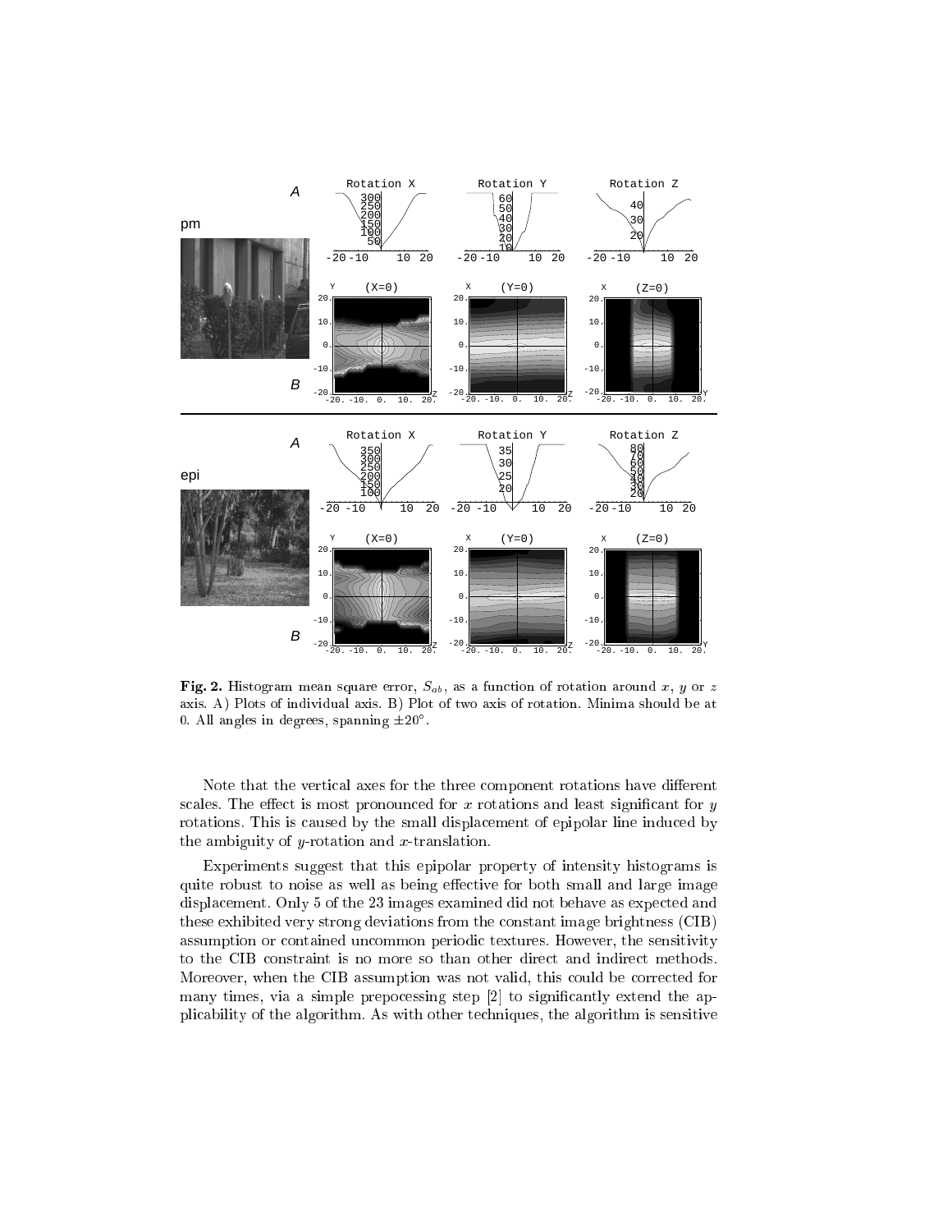**Fig. 2.** Histogram mean square error, $S_{ab}$, as a function of rotation around $x$, $y$ or $z$ axis. A) Plots of individual axis. B) Plot of two axis of rotation. Minima should be at 0. All angles in degrees, spanning $\pm 20°$.

Note that the vertical axes for the three component rotations have different scales. The effect is most pronounced for $x$ rotations and least significant for $y$ rotations. This is caused by the small displacement of epipolar line induced by the ambiguity of $y$-rotation and $x$-translation.

Experiments suggest that this epipolar property of intensity histograms is quite robust to noise as well as being effective for both small and large image displacement. Only 5 of the 23 images examined did not behave as expected and these exhibited very strong deviations from the constant image brightness (CIB) assumption or contained uncommon periodic textures. However, the sensitivity to the CIB constraint is no more so than other direct and indirect methods. Moreover, when the CIB assumption was not valid, this could be corrected for many times, via a simple prepocessing step [2] to significantly extend the applicability of the algorithm. As with other techniques, the algorithm is sensitive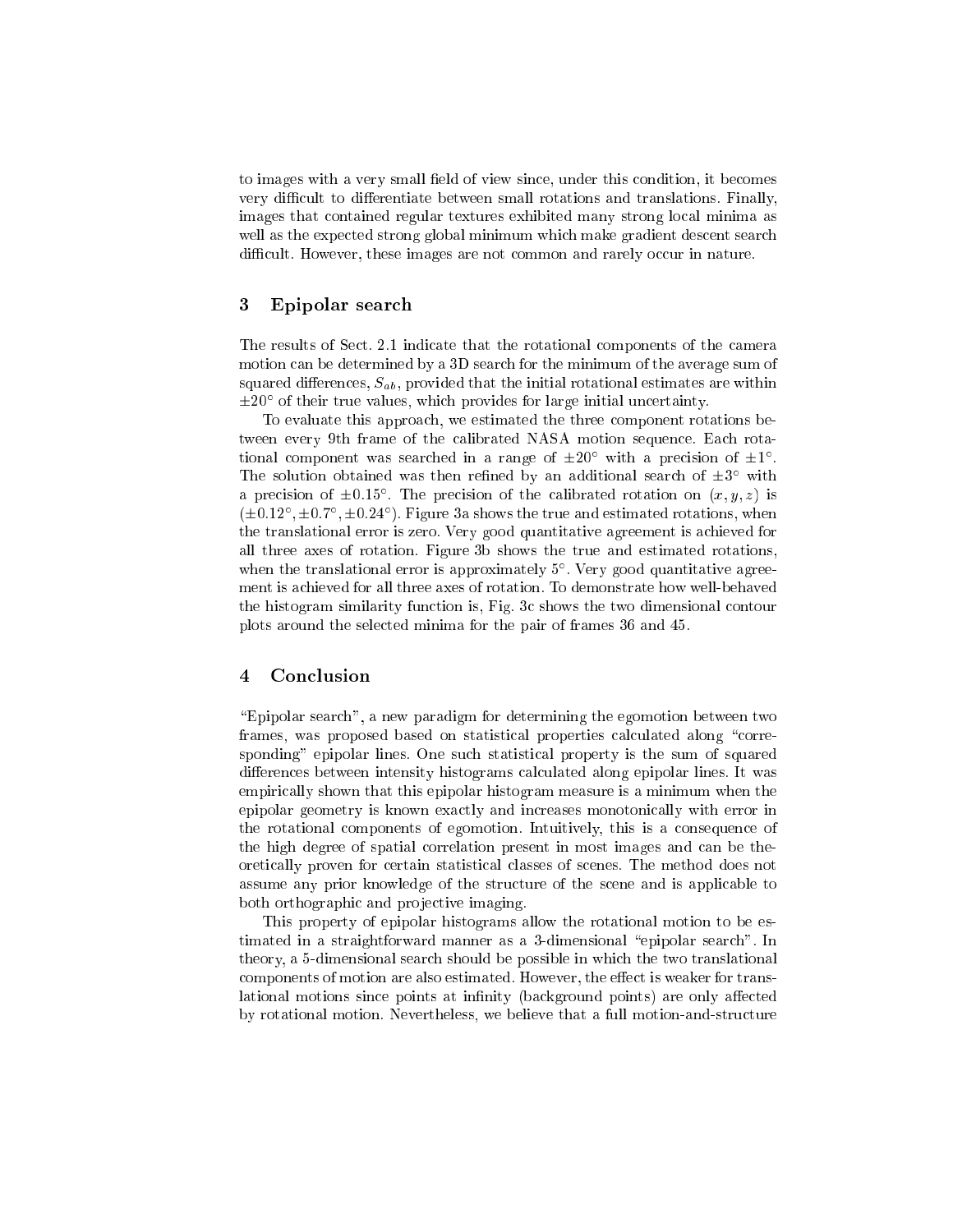to images with a very small field of view since, under this condition, it becomes very difficult to differentiate between small rotations and translations. Finally, images that contained regular textures exhibited many strong local minima as well as the expected strong global minimum which make gradient descent search difficult. However, these images are not common and rarely occur in nature.

## 3 Epipolar search

The results of Sect. 2.1 indicate that the rotational components of the camera motion can be determined by a 3D search for the minimum of the average sum of squared differences, $S_{ab}$, provided that the initial rotational estimates are within $\pm 20^\circ$ of their true values, which provides for large initial uncertainty.

To evaluate this approach, we estimated the three component rotations between every 9th frame of the calibrated NASA motion sequence. Each rotational component was searched in a range of $\pm 20^\circ$ with a precision of $\pm 1^\circ$. The solution obtained was then refined by an additional search of $\pm 3^\circ$ with a precision of $\pm 0.15^\circ$. The precision of the calibrated rotation on $(x, y, z)$ is $(\pm 0.12^\circ, \pm 0.7^\circ, \pm 0.24^\circ)$. Figure 3a shows the true and estimated rotations, when the translational error is zero. Very good quantitative agreement is achieved for all three axes of rotation. Figure 3b shows the true and estimated rotations, when the translational error is approximately $5^\circ$. Very good quantitative agreement is achieved for all three axes of rotation. To demonstrate how well-behaved the histogram similarity function is, Fig. 3c shows the two dimensional contour plots around the selected minima for the pair of frames 36 and 45.

## 4 Conclusion

"Epipolar search", a new paradigm for determining the egomotion between two frames, was proposed based on statistical properties calculated along "corresponding" epipolar lines. One such statistical property is the sum of squared differences between intensity histograms calculated along epipolar lines. It was empirically shown that this epipolar histogram measure is a minimum when the epipolar geometry is known exactly and increases monotonically with error in the rotational components of egomotion. Intuitively, this is a consequence of the high degree of spatial correlation present in most images and can be theoretically proven for certain statistical classes of scenes. The method does not assume any prior knowledge of the structure of the scene and is applicable to both orthographic and projective imaging.

This property of epipolar histograms allow the rotational motion to be estimated in a straightforward manner as a 3-dimensional "epipolar search". In theory, a 5-dimensional search should be possible in which the two translational components of motion are also estimated. However, the effect is weaker for translational motions since points at infinity (background points) are only affected by rotational motion. Nevertheless, we believe that a full motion-and-structure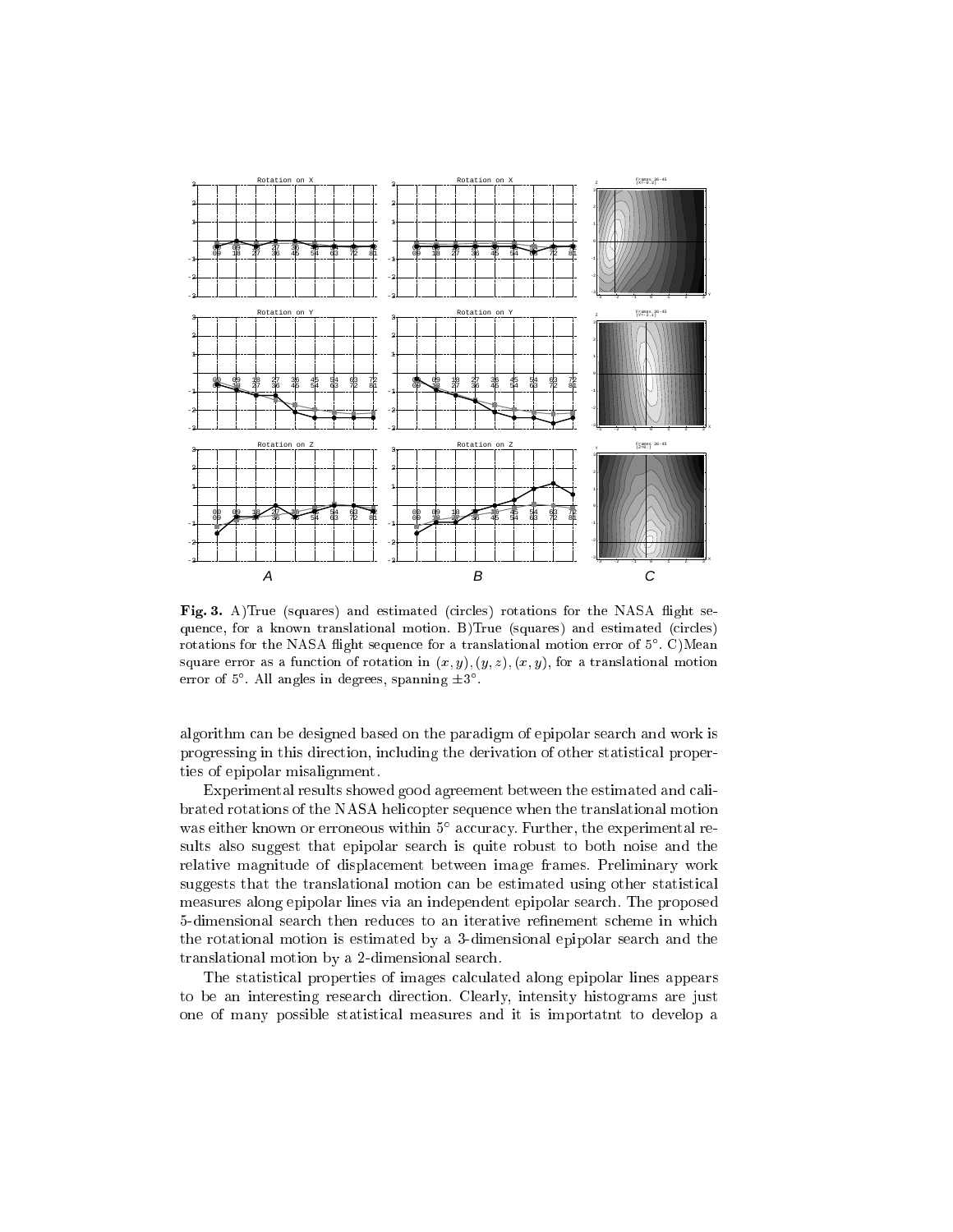**Fig. 3.** A)True (squares) and estimated (circles) rotations for the NASA flight sequence, for a known translational motion. B)True (squares) and estimated (circles) rotations for the NASA flight sequence for a translational motion error of $5°$. C)Mean square error as a function of rotation in $(x, y), (y, z), (x, y)$, for a translational motion error of $5°$. All angles in degrees, spanning $\pm 3°$.

algorithm can be designed based on the paradigm of epipolar search and work is progressing in this direction, including the derivation of other statistical properties of epipolar misalignment.

Experimental results showed good agreement between the estimated and calibrated rotations of the NASA helicopter sequence when the translational motion was either known or erroneous within $5°$ accuracy. Further, the experimental results also suggest that epipolar search is quite robust to both noise and the relative magnitude of displacement between image frames. Preliminary work suggests that the translational motion can be estimated using other statistical measures along epipolar lines via an independent epipolar search. The proposed 5-dimensional search then reduces to an iterative refinement scheme in which the rotational motion is estimated by a 3-dimensional epipolar search and the translational motion by a 2-dimensional search.

The statistical properties of images calculated along epipolar lines appears to be an interesting research direction. Clearly, intensity histograms are just one of many possible statistical measures and it is importatnt to develop a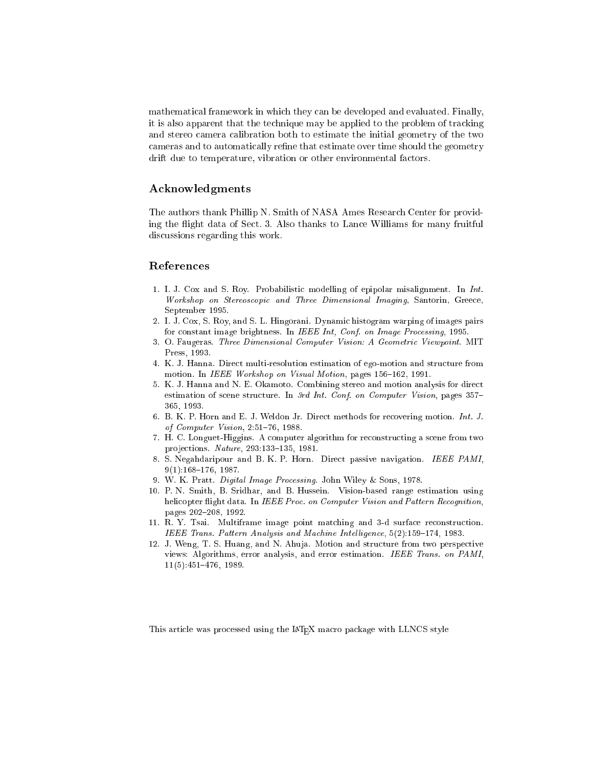mathematical framework in which they can be developed and evaluated. Finally, it is also apparent that the technique may be applied to the problem of tracking and stereo camera calibration both to estimate the initial geometry of the two cameras and to automatically refine that estimate over time should the geometry drift due to temperature, vibration or other environmental factors.

## Acknowledgments

The authors thank Phillip N. Smith of NASA Ames Research Center for providing the flight data of Sect. 3. Also thanks to Lance Williams for many fruitful discussions regarding this work.

## References

1. I. J. Cox and S. Roy. Probabilistic modelling of epipolar misalignment. In *Int. Workshop on Stereoscopic and Three Dimensional Imaging*, Santorin, Greece, September 1995.
2. I. J. Cox, S. Roy, and S. L. Hingorani. Dynamic histogram warping of images pairs for constant image brightness. In *IEEE Int, Conf. on Image Processing*, 1995.
3. O. Faugeras. *Three Dimensional Computer Vision: A Geometric Viewpoint*. MIT Press, 1993.
4. K. J. Hanna. Direct multi-resolution estimation of ego-motion and structure from motion. In *IEEE Workshop on Visual Motion*, pages 156–162, 1991.
5. K. J. Hanna and N. E. Okamoto. Combining stereo and motion analysis for direct estimation of scene structure. In *3rd Int. Conf. on Computer Vision*, pages 357–365, 1993.
6. B. K. P. Horn and E. J. Weldon Jr. Direct methods for recovering motion. *Int. J. of Computer Vision*, 2:51–76, 1988.
7. H. C. Longuet-Higgins. A computer algorithm for reconstructing a scene from two projections. *Nature*, 293:133–135, 1981.
8. S. Negahdaripour and B. K. P. Horn. Direct passive navigation. *IEEE PAMI*, 9(1):168–176, 1987.
9. W. K. Pratt. *Digital Image Processing*. John Wiley & Sons, 1978.
10. P. N. Smith, B. Sridhar, and B. Hussein. Vision-based range estimation using helicopter flight data. In *IEEE Proc. on Computer Vision and Pattern Recognition*, pages 202–208, 1992.
11. R. Y. Tsai. Multiframe image point matching and 3-d surface reconstruction. *IEEE Trans. Pattern Analysis and Machine Intelligence*, 5(2):159–174, 1983.
12. J. Weng, T. S. Huang, and N. Ahuja. Motion and structure from two perspective views: Algorithms, error analysis, and error estimation. *IEEE Trans. on PAMI*, 11(5):451–476, 1989.

This article was processed using the LaTeX macro package with LLNCS style